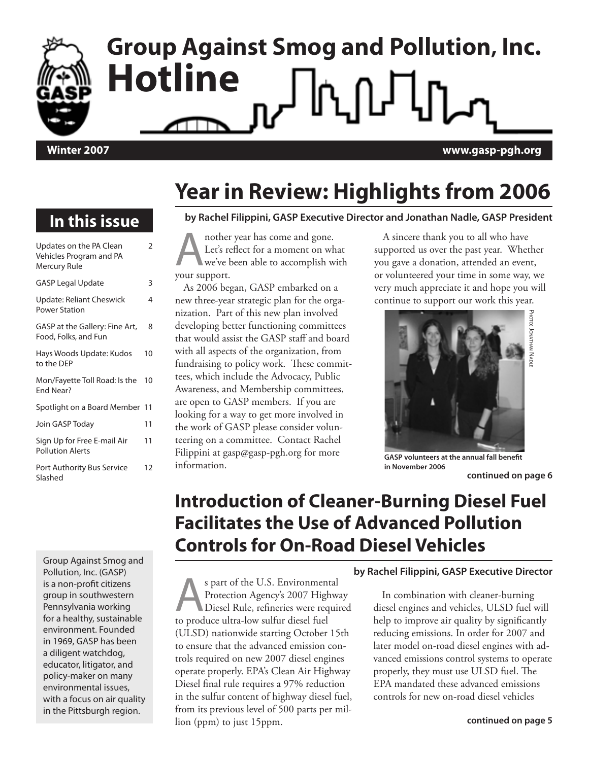# Group Against Smog and Pollution, Inc. Hotline

**Winter 2007** **www.gasp-pgh.org**

## In this issue

| | |
|---|---|
| Updates on the PA Clean Vehicles Program and PA Mercury Rule | 2 |
| GASP Legal Update | 3 |
| Update: Reliant Cheswick Power Station | 4 |
| GASP at the Gallery: Fine Art, Food, Folks, and Fun | 8 |
| Hays Woods Update: Kudos to the DEP | 10 |
| Mon/Fayette Toll Road: Is the End Near? | 10 |
| Spotlight on a Board Member | 11 |
| Join GASP Today | 11 |
| Sign Up for Free E-mail Air Pollution Alerts | 11 |
| Port Authority Bus Service Slashed | 12 |

Group Against Smog and Pollution, Inc. (GASP) is a non-profit citizens group in southwestern Pennsylvania working for a healthy, sustainable environment. Founded in 1969, GASP has been a diligent watchdog, educator, litigator, and policy-maker on many environmental issues, with a focus on air quality in the Pittsburgh region.

# Year in Review: Highlights from 2006

**by Rachel Filippini, GASP Executive Director and Jonathan Nadle, GASP President**

Another year has come and gone. Let's reflect for a moment on what we've been able to accomplish with your support.

As 2006 began, GASP embarked on a new three-year strategic plan for the organization. Part of this new plan involved developing better functioning committees that would assist the GASP staff and board with all aspects of the organization, from fundraising to policy work. These committees, which include the Advocacy, Public Awareness, and Membership committees, are open to GASP members. If you are looking for a way to get more involved in the work of GASP please consider volunteering on a committee. Contact Rachel Filippini at gasp@gasp-pgh.org for more information.

A sincere thank you to all who have supported us over the past year. Whether you gave a donation, attended an event, or volunteered your time in some way, we very much appreciate it and hope you will continue to support our work this year.

Photo: Jonathan Nadle

**GASP volunteers at the annual fall benefit in November 2006**

**continued on page 6**

# Introduction of Cleaner-Burning Diesel Fuel Facilitates the Use of Advanced Pollution Controls for On-Road Diesel Vehicles

**by Rachel Filippini, GASP Executive Director**

As part of the U.S. Environmental Protection Agency's 2007 Highway Diesel Rule, refineries were required to produce ultra-low sulfur diesel fuel (ULSD) nationwide starting October 15th to ensure that the advanced emission controls required on new 2007 diesel engines operate properly. EPA's Clean Air Highway Diesel final rule requires a 97% reduction in the sulfur content of highway diesel fuel, from its previous level of 500 parts per million (ppm) to just 15ppm.

In combination with cleaner-burning diesel engines and vehicles, ULSD fuel will help to improve air quality by significantly reducing emissions. In order for 2007 and later model on-road diesel engines with advanced emissions control systems to operate properly, they must use ULSD fuel. The EPA mandated these advanced emissions controls for new on-road diesel vehicles

**continued on page 5**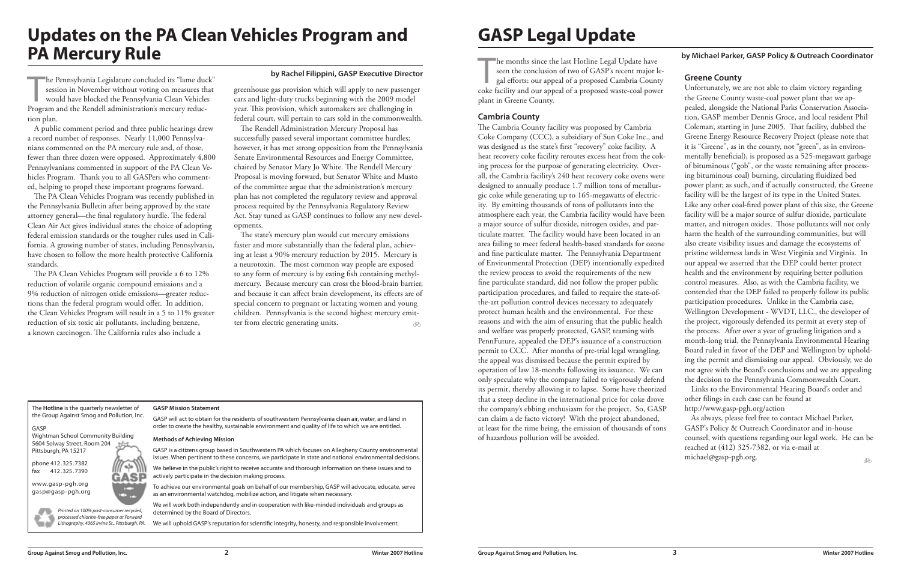# Updates on the PA Clean Vehicles Program and PA Mercury Rule

**by Rachel Filippini, GASP Executive Director**

The Pennsylvania Legislature concluded its "lame duck" session in November without voting on measures that would have blocked the Pennsylvania Clean Vehicles Program and the Rendell administration's mercury reduction plan.

A public comment period and three public hearings drew a record number of responses. Nearly 11,000 Pennsylvanians commented on the PA mercury rule and, of those, fewer than three dozen were opposed. Approximately 4,800 Pennsylvanians commented in support of the PA Clean Vehicles Program. Thank you to all GASPers who commented, helping to propel these important programs forward.

The PA Clean Vehicles Program was recently published in the Pennsylvania Bulletin after being approved by the state attorney general—the final regulatory hurdle. The federal Clean Air Act gives individual states the choice of adopting federal emission standards or the tougher rules used in California. A growing number of states, including Pennsylvania, have chosen to follow the more health protective California standards.

The PA Clean Vehicles Program will provide a 6 to 12% reduction of volatile organic compound emissions and a 9% reduction of nitrogen oxide emissions—greater reductions than the federal program would offer. In addition, the Clean Vehicles Program will result in a 5 to 11% greater reduction of six toxic air pollutants, including benzene, a known carcinogen. The California rules also include a greenhouse gas provision which will apply to new passenger cars and light-duty trucks beginning with the 2009 model year. This provision, which automakers are challenging in federal court, will pertain to cars sold in the commonwealth.

The Rendell Administration Mercury Proposal has successfully passed several important committee hurdles; however, it has met strong opposition from the Pennsylvania Senate Environmental Resources and Energy Committee, chaired by Senator Mary Jo White. The Rendell Mercury Proposal is moving forward, but Senator White and Musto of the committee argue that the administration's mercury plan has not completed the regulatory review and approval process required by the Pennsylvania Regulatory Review Act. Stay tuned as GASP continues to follow any new developments.

The state's mercury plan would cut mercury emissions faster and more substantially than the federal plan, achieving at least a 90% mercury reduction by 2015. Mercury is a neurotoxin. The most common way people are exposed to any form of mercury is by eating fish containing methylmercury. Because mercury can cross the blood-brain barrier, and because it can affect brain development, its effects are of special concern to pregnant or lactating women and young children. Pennsylvania is the second highest mercury emitter from electric generating units.

---

The **Hotline** is the quarterly newsletter of the Group Against Smog and Pollution, Inc.

GASP
Wightman School Community Building
5604 Solway Street, Room 204
Pittsburgh, PA 15217

phone 412.325.7382
fax 412.325.7390

www.gasp-pgh.org
gasp@gasp-pgh.org

*Printed on 100% post-consumer recycled, processed chlorine-free paper at Forward Lithography, 4065 Irvine St., Pittsburgh, PA.*

**GASP Mission Statement**

GASP will act to obtain for the residents of southwestern Pennsylvania clean air, water, and land in order to create the healthy, sustainable environment and quality of life to which we are entitled.

**Methods of Achieving Mission**

GASP is a citizens group based in Southwestern PA which focuses on Allegheny County environmental issues. When pertinent to these concerns, we participate in state and national environmental decisions.

We believe in the public's right to receive accurate and thorough information on these issues and to actively participate in the decision making process.

To achieve our environmental goals on behalf of our membership, GASP will advocate, educate, serve as an environmental watchdog, mobilize action, and litigate when necessary.

We will work both independently and in cooperation with like-minded individuals and groups as determined by the Board of Directors.

We will uphold GASP's reputation for scientific integrity, honesty, and responsible involvement.

---

# GASP Legal Update

**by Michael Parker, GASP Policy & Outreach Coordinator**

The months since the last Hotline Legal Update have seen the conclusion of two of GASP's recent major legal efforts: our appeal of a proposed Cambria County coke facility and our appeal of a proposed waste-coal power plant in Greene County.

### Cambria County

The Cambria County facility was proposed by Cambria Coke Company (CCC), a subsidiary of Sun Coke Inc., and was designed as the state's first "recovery" coke facility. A heat recovery coke facility reroutes excess heat from the coking process for the purpose of generating electricity. Overall, the Cambria facility's 240 heat recovery coke ovens were designed to annually produce 1.7 million tons of metallurgic coke while generating up to 165-megawatts of electricity. By emitting thousands of tons of pollutants into the atmosphere each year, the Cambria facility would have been a major source of sulfur dioxide, nitrogen oxides, and particulate matter. The facility would have been located in an area failing to meet federal health-based standards for ozone and fine particulate matter. The Pennsylvania Department of Environmental Protection (DEP) intentionally expedited the review process to avoid the requirements of the new fine particulate standard, did not follow the proper public participation procedures, and failed to require the state-of-the-art pollution control devices necessary to adequately protect human health and the environmental. For these reasons and with the aim of ensuring that the public health and welfare was properly protected, GASP, teaming with PennFuture, appealed the DEP's issuance of a construction permit to CCC. After months of pre-trial legal wrangling, the appeal was dismissed because the permit expired by operation of law 18-months following its issuance. We can only speculate why the company failed to vigorously defend its permit, thereby allowing it to lapse. Some have theorized that a steep decline in the international price for coke drove the company's ebbing enthusiasm for the project. So, GASP can claim a de facto victory! With the project abandoned, at least for the time being, the emission of thousands of tons of hazardous pollution will be avoided.

### Greene County

Unfortunately, we are not able to claim victory regarding the Greene County waste-coal power plant that we appealed, alongside the National Parks Conservation Association, GASP member Dennis Groce, and local resident Phil Coleman, starting in June 2005. That facility, dubbed the Greene Energy Resource Recovery Project (please note that it is "Greene", as in the county, not "green", as in environmentally beneficial), is proposed as a 525-megawatt garbage of bituminous ("gob", or the waste remaining after processing bituminous coal) burning, circulating fluidized bed power plant; as such, and if actually constructed, the Greene facility will be the largest of its type in the United States. Like any other coal-fired power plant of this size, the Greene facility will be a major source of sulfur dioxide, particulate matter, and nitrogen oxides. Those pollutants will not only harm the health of the surrounding communities, but will also create visibility issues and damage the ecosystems of pristine wilderness lands in West Virginia and Virginia. In our appeal we asserted that the DEP could better protect health and the environment by requiring better pollution control measures. Also, as with the Cambria facility, we contended that the DEP failed to properly follow its public participation procedures. Unlike in the Cambria case, Wellington Development - WVDT, LLC., the developer of the project, vigorously defended its permit at every step of the process. After over a year of grueling litigation and a month-long trial, the Pennsylvania Environmental Hearing Board ruled in favor of the DEP and Wellington by upholding the permit and dismissing our appeal. Obviously, we do not agree with the Board's conclusions and we are appealing the decision to the Pennsylvania Commonwealth Court.

Links to the Environmental Hearing Board's order and other filings in each case can be found at http://www.gasp-pgh.org/action

As always, please feel free to contact Michael Parker, GASP's Policy & Outreach Coordinator and in-house counsel, with questions regarding our legal work. He can be reached at (412) 325-7382, or via e-mail at michael@gasp-pgh.org.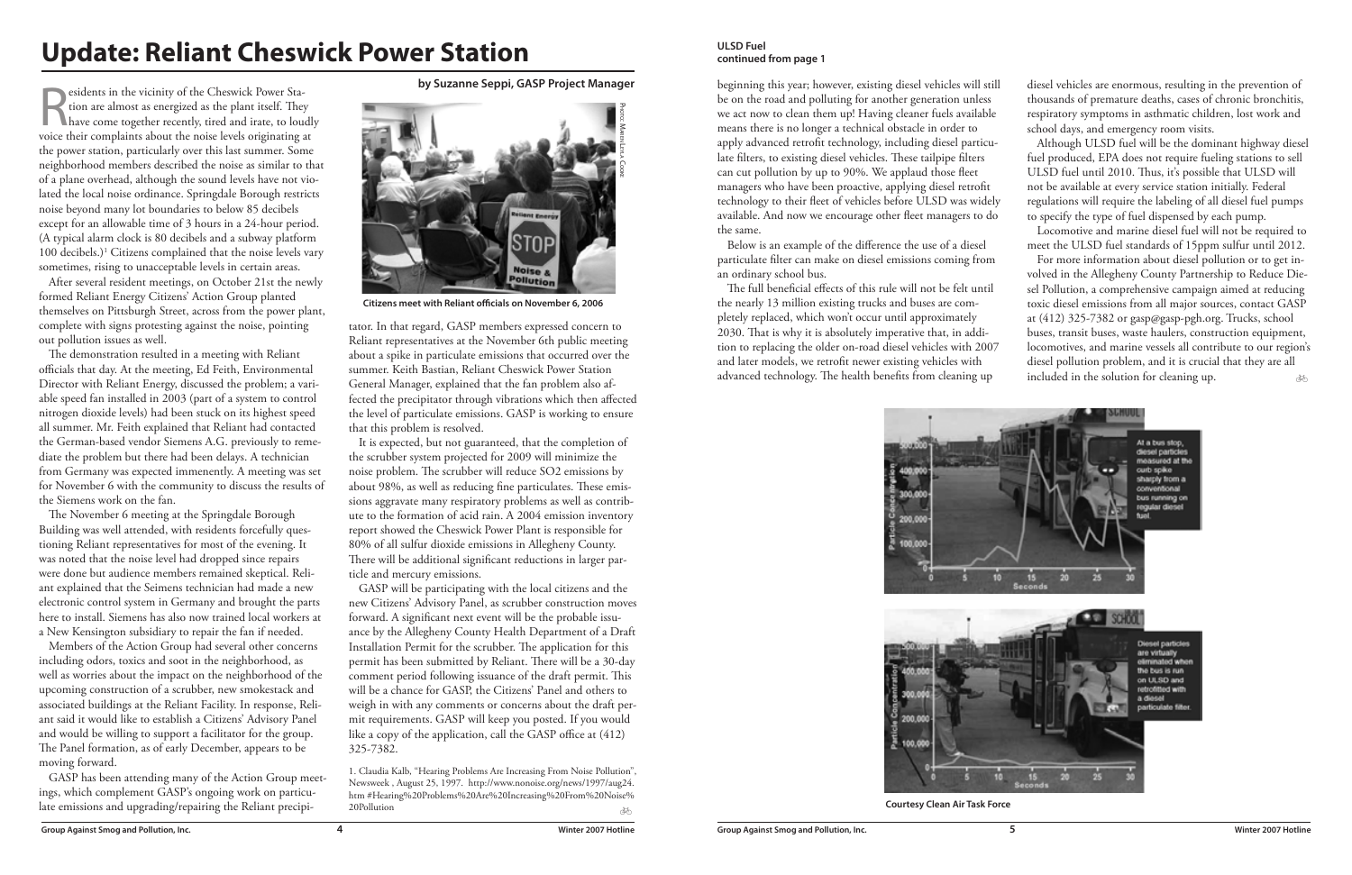# Update: Reliant Cheswick Power Station

**by Suzanne Seppi, GASP Project Manager**

Residents in the vicinity of the Cheswick Power Station are almost as energized as the plant itself. They have come together recently, tired and irate, to loudly voice their complaints about the noise levels originating at the power station, particularly over this last summer. Some neighborhood members described the noise as similar to that of a plane overhead, although the sound levels have not violated the local noise ordinance. Springdale Borough restricts noise beyond many lot boundaries to below 85 decibels except for an allowable time of 3 hours in a 24-hour period. (A typical alarm clock is 80 decibels and a subway platform 100 decibels.)[1] Citizens complained that the noise levels vary sometimes, rising to unacceptable levels in certain areas.

After several resident meetings, on October 21st the newly formed Reliant Energy Citizens' Action Group planted themselves on Pittsburgh Street, across from the power plant, complete with signs protesting against the noise, pointing out pollution issues as well.

The demonstration resulted in a meeting with Reliant officials that day. At the meeting, Ed Feith, Environmental Director with Reliant Energy, discussed the problem; a variable speed fan installed in 2003 (part of a system to control nitrogen dioxide levels) had been stuck on its highest speed all summer. Mr. Feith explained that Reliant had contacted the German-based vendor Siemens A.G. previously to remediate the problem but there had been delays. A technician from Germany was expected immenently. A meeting was set for November 6 with the community to discuss the results of the Siemens work on the fan.

The November 6 meeting at the Springdale Borough Building was well attended, with residents forcefully questioning Reliant representatives for most of the evening. It was noted that the noise level had dropped since repairs were done but audience members remained skeptical. Reliant explained that the Seimens technician had made a new electronic control system in Germany and brought the parts here to install. Siemens has also now trained local workers at a New Kensington subsidiary to repair the fan if needed.

Members of the Action Group had several other concerns including odors, toxics and soot in the neighborhood, as well as worries about the impact on the neighborhood of the upcoming construction of a scrubber, new smokestack and associated buildings at the Reliant Facility. In response, Reliant said it would like to establish a Citizens' Advisory Panel and would be willing to support a facilitator for the group. The Panel formation, as of early December, appears to be moving forward.

GASP has been attending many of the Action Group meetings, which complement GASP's ongoing work on particulate emissions and upgrading/repairing the Reliant precipitator. In that regard, GASP members expressed concern to Reliant representatives at the November 6th public meeting about a spike in particulate emissions that occurred over the summer. Keith Bastian, Reliant Cheswick Power Station General Manager, explained that the fan problem also affected the precipitator through vibrations which then affected the level of particulate emissions. GASP is working to ensure that this problem is resolved.

Photo: Marti Lyla Coode

**Citizens meet with Reliant officials on November 6, 2006**

It is expected, but not guaranteed, that the completion of the scrubber system projected for 2009 will minimize the noise problem. The scrubber will reduce SO2 emissions by about 98%, as well as reducing fine particulates. These emissions aggravate many respiratory problems as well as contribute to the formation of acid rain. A 2004 emission inventory report showed the Cheswick Power Plant is responsible for 80% of all sulfur dioxide emissions in Allegheny County. There will be additional significant reductions in larger particle and mercury emissions.

GASP will be participating with the local citizens and the new Citizens' Advisory Panel, as scrubber construction moves forward. A significant next event will be the probable issuance by the Allegheny County Health Department of a Draft Installation Permit for the scrubber. The application for this permit has been submitted by Reliant. There will be a 30-day comment period following issuance of the draft permit. This will be a chance for GASP, the Citizens' Panel and others to weigh in with any comments or concerns about the draft permit requirements. GASP will keep you posted. If you would like a copy of the application, call the GASP office at (412) 325-7382.

1. Claudia Kalb, "Hearing Problems Are Increasing From Noise Pollution", Newsweek , August 25, 1997. http://www.nonoise.org/news/1997/aug24.htm #Hearing%20Problems%20Are%20Increasing%20From%20Noise%20Pollution

**ULSD Fuel**
**continued from page 1**

beginning this year; however, existing diesel vehicles will still be on the road and polluting for another generation unless we act now to clean them up! Having cleaner fuels available means there is no longer a technical obstacle in order to apply advanced retrofit technology, including diesel particulate filters, to existing diesel vehicles. These tailpipe filters can cut pollution by up to 90%. We applaud those fleet managers who have been proactive, applying diesel retrofit technology to their fleet of vehicles before ULSD was widely available. And now we encourage other fleet managers to do the same.

Below is an example of the difference the use of a diesel particulate filter can make on diesel emissions coming from an ordinary school bus.

The full beneficial effects of this rule will not be felt until the nearly 13 million existing trucks and buses are completely replaced, which won't occur until approximately 2030. That is why it is absolutely imperative that, in addition to replacing the older on-road diesel vehicles with 2007 and later models, we retrofit newer existing vehicles with advanced technology. The health benefits from cleaning up diesel vehicles are enormous, resulting in the prevention of thousands of premature deaths, cases of chronic bronchitis, respiratory symptoms in asthmatic children, lost work and school days, and emergency room visits.

Although ULSD fuel will be the dominant highway diesel fuel produced, EPA does not require fueling stations to sell ULSD fuel until 2010. Thus, it's possible that ULSD will not be available at every service station initially. Federal regulations will require the labeling of all diesel fuel pumps to specify the type of fuel dispensed by each pump.

Locomotive and marine diesel fuel will not be required to meet the ULSD fuel standards of 15ppm sulfur until 2012.

For more information about diesel pollution or to get involved in the Allegheny County Partnership to Reduce Diesel Pollution, a comprehensive campaign aimed at reducing toxic diesel emissions from all major sources, contact GASP at (412) 325-7382 or gasp@gasp-pgh.org. Trucks, school buses, transit buses, waste haulers, construction equipment, locomotives, and marine vessels all contribute to our region's diesel pollution problem, and it is crucial that they are all included in the solution for cleaning up.

**Courtesy Clean Air Task Force**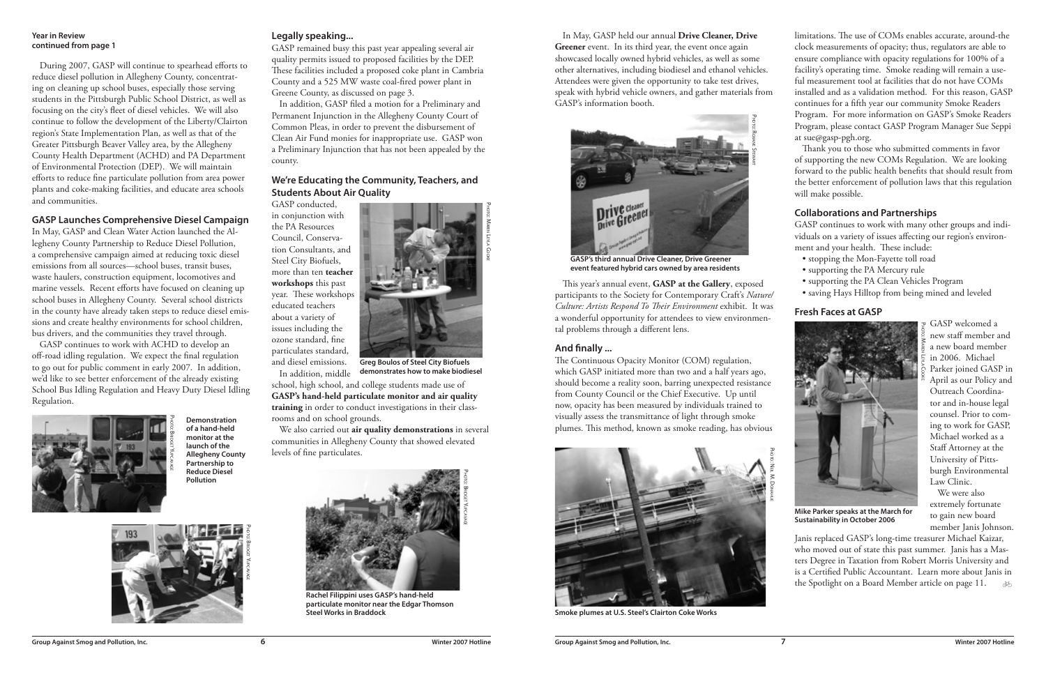**Year in Review**
**continued from page 1**

During 2007, GASP will continue to spearhead efforts to reduce diesel pollution in Allegheny County, concentrating on cleaning up school buses, especially those serving students in the Pittsburgh Public School District, as well as focusing on the city's fleet of diesel vehicles. We will also continue to follow the development of the Liberty/Clairton region's State Implementation Plan, as well as that of the Greater Pittsburgh Beaver Valley area, by the Allegheny County Health Department (ACHD) and PA Department of Environmental Protection (DEP). We will maintain efforts to reduce fine particulate pollution from area power plants and coke-making facilities, and educate area schools and communities.

## GASP Launches Comprehensive Diesel Campaign

In May, GASP and Clean Water Action launched the Allegheny County Partnership to Reduce Diesel Pollution, a comprehensive campaign aimed at reducing toxic diesel emissions from all sources—school buses, transit buses, waste haulers, construction equipment, locomotives and marine vessels. Recent efforts have focused on cleaning up school buses in Allegheny County. Several school districts in the county have already taken steps to reduce diesel emissions and create healthy environments for school children, bus drivers, and the communities they travel through.

GASP continues to work with ACHD to develop an off-road idling regulation. We expect the final regulation to go out for public comment in early 2007. In addition, we'd like to see better enforcement of the already existing School Bus Idling Regulation and Heavy Duty Diesel Idling Regulation.

Photo: Bridget Yurcavage

**Demonstration of a hand-held monitor at the launch of the Allegheny County Partnership to Reduce Diesel Pollution**

Photo: Bridget Yurcavage

## Legally speaking...

GASP remained busy this past year appealing several air quality permits issued to proposed facilities by the DEP. These facilities included a proposed coke plant in Cambria County and a 525 MW waste coal-fired power plant in Greene County, as discussed on page 3.

In addition, GASP filed a motion for a Preliminary and Permanent Injunction in the Allegheny County Court of Common Pleas, in order to prevent the disbursement of Clean Air Fund monies for inappropriate use. GASP won a Preliminary Injunction that has not been appealed by the county.

## We're Educating the Community, Teachers, and Students About Air Quality

GASP conducted, in conjunction with the PA Resources Council, Conservation Consultants, and Steel City Biofuels, more than ten **teacher workshops** this past year. These workshops educated teachers about a variety of issues including the ozone standard, fine particulates standard, and diesel emissions.

Photo: Marijn Leila Gore

**Greg Boulos of Steel City Biofuels demonstrates how to make biodiesel**

In addition, middle school, high school, and college students made use of **GASP's hand-held particulate monitor and air quality training** in order to conduct investigations in their classrooms and on school grounds.

We also carried out **air quality demonstrations** in several communities in Allegheny County that showed elevated levels of fine particulates.

Photo: Bridget Yurcavage

**Rachel Filippini uses GASP's hand-held particulate monitor near the Edgar Thomson Steel Works in Braddock**

In May, GASP held our annual **Drive Cleaner, Drive Greener** event. In its third year, the event once again showcased locally owned hybrid vehicles, as well as some other alternatives, including biodiesel and ethanol vehicles. Attendees were given the opportunity to take test drives, speak with hybrid vehicle owners, and gather materials from GASP's information booth.

Photo: Roxanne Stewart

**GASP's third annual Drive Cleaner, Drive Greener event featured hybrid cars owned by area residents**

This year's annual event, **GASP at the Gallery**, exposed participants to the Society for Contemporary Craft's *Nature/Culture: Artists Respond To Their Environment* exhibit. It was a wonderful opportunity for attendees to view environmental problems through a different lens.

## And finally ...

The Continuous Opacity Monitor (COM) regulation, which GASP initiated more than two and a half years ago, should become a reality soon, barring unexpected resistance from County Council or the Chief Executive. Up until now, opacity has been measured by individuals trained to visually assess the transmittance of light through smoke plumes. This method, known as smoke reading, has obvious limitations. The use of COMs enables accurate, around-the clock measurements of opacity; thus, regulators are able to ensure compliance with opacity regulations for 100% of a facility's operating time. Smoke reading will remain a useful measurement tool at facilities that do not have COMs installed and as a validation method. For this reason, GASP continues for a fifth year our community Smoke Readers Program. For more information on GASP's Smoke Readers Program, please contact GASP Program Manager Sue Seppi at sue@gasp-pgh.org.

Photo: Neil M. Donahue

**Smoke plumes at U.S. Steel's Clairton Coke Works**

Thank you to those who submitted comments in favor of supporting the new COMs Regulation. We are looking forward to the public health benefits that should result from the better enforcement of pollution laws that this regulation will make possible.

## Collaborations and Partnerships

GASP continues to work with many other groups and individuals on a variety of issues affecting our region's environment and your health. These include:

- stopping the Mon-Fayette toll road
- supporting the PA Mercury rule
- supporting the PA Clean Vehicles Program
- saving Hays Hilltop from being mined and leveled

## Fresh Faces at GASP

Photo: Marijn Leila Gore

**Mike Parker speaks at the March for Sustainability in October 2006**

GASP welcomed a new staff member and a new board member in 2006. Michael Parker joined GASP in April as our Policy and Outreach Coordinator and in-house legal counsel. Prior to coming to work for GASP, Michael worked as a Staff Attorney at the University of Pittsburgh Environmental Law Clinic.

We were also extremely fortunate to gain new board member Janis Johnson. Janis replaced GASP's long-time treasurer Michael Kaizar, who moved out of state this past summer. Janis has a Masters Degree in Taxation from Robert Morris University and is a Certified Public Accountant. Learn more about Janis in the Spotlight on a Board Member article on page 11.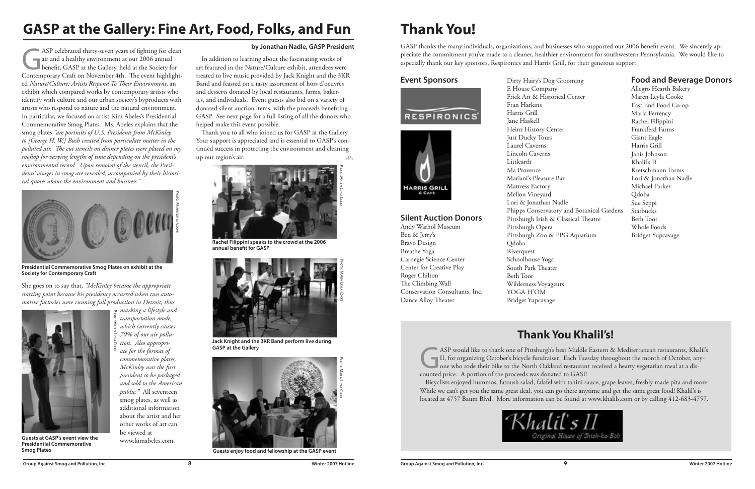# GASP at the Gallery: Fine Art, Food, Folks, and Fun

**by Jonathan Nadle, GASP President**

GASP celebrated thirty-seven years of fighting for clean air and a healthy environment at our 2006 annual benefit, GASP at the Gallery, held at the Society for Contemporary Craft on November 4th. The event highlighted *Nature/Culture: Artists Respond To Their Environment*, an exhibit which compared works by contemporary artists who identify with culture and our urban society's byproducts with artists who respond to nature and the natural environment. In particular, we focused on artist Kim Abeles's Presidential Commemorative Smog Plates. Ms. Abeles explains that the smog plates *"are portraits of U.S. Presidents from McKinley to [George H. W.] Bush created from particulate matter in the polluted air. The cut stencils on dinner plates were placed on my rooftop for varying lengths of time depending on the president's environmental record. Upon removal of the stencil, the Presidents' visages in smog are revealed, accompanied by their historical quotes about the environment and business."*

Photo: Maren Leyla Cooke

**Presidential Commemorative Smog Plates on exhibit at the Society for Contemporary Craft**

She goes on to say that, *"McKinley became the appropriate starting point because his presidency occurred when two automotive factories were running full production in Detroit, thus marking a lifestyle and transportation mode, which currently causes 70% of our air pollution. Also appropriate for the format of commemorative plates, McKinley was the first president to be packaged and sold to the American public."* All seventeen smog plates, as well as additional information about the artist and her other works of art can be viewed at www.kimabeles.com.

Photo: Maren Leyla Cooke

**Guests at GASP's event view the Presidential Commemorative Smog Plates**

In addition to learning about the fascinating works of art featured in the Nature/Culture exhibit, attendees were treated to live music provided by Jack Knight and the 3KR Band and feasted on a tasty assortment of hors d'oeuvres and desserts donated by local restaurants, farms, bakeries, and individuals. Event guests also bid on a variety of donated silent auction items, with the proceeds benefiting GASP. See next page for a full listing of all the donors who helped make this event possible.

Thank you to all who joined us for GASP at the Gallery. Your support is appreciated and is essential to GASP's continued success in protecting the environment and cleaning up our region's air.

Photo: Maren Leyla Cooke

**Rachel Filippini speaks to the crowd at the 2006 annual benefit for GASP**

Photo: Maren Leyla Cooke

**Jack Knight and the 3KR Band perform live during GASP at the Gallery**

Photo: Maren Leyla Cooke

**Guests enjoy food and fellowship at the GASP event**

# Thank You!

GASP thanks the many individuals, organizations, and businesses who supported our 2006 benefit event. We sincerely appreciate the commitment you've made to a cleaner, healthier environment for southwestern Pennsylvania. We would like to especially thank our key sponsors, Respironics and Harris Grill, for their generous support!

## Event Sponsors

RESPIRONICS

HARRIS GRILL A CAFE

## Silent Auction Donors

Andy Warhol Museum
Ben & Jerry's
Bravo Design
Breathe Yoga
Carnegie Science Center
Center for Creative Play
Roger Chilton
The Climbing Wall
Conservation Consultants, Inc.
Dance Alloy Theater
Dirty Hairy's Dog Grooming
E House Company
Frick Art & Historical Center
Fran Harkins
Harris Grill
Jane Haskell
Heinz History Center
Just Ducky Tours
Laurel Caverns
Lincoln Caverns
Littlearth
Ma Provence
Mariani's Pleasure Bar
Mattress Factory
Mellon Vineyard
Lori & Jonathan Nadle
Phipps Conservatory and Botanical Gardens
Pittsburgh Irish & Classical Theatre
Pittsburgh Opera
Pittsburgh Zoo & PPG Aquarium
Qdoba
Riverquest
Schoolhouse Yoga
South Park Theater
Beth Toor
Wilderness Voyageurs
YOGA H'OM
Bridget Yupcavage

## Food and Beverage Donors

Allegro Hearth Bakery
Maren Leyla Cooke
East End Food Co-op
Marla Ferrency
Rachel Filippini
Frankferd Farms
Giant Eagle
Harris Grill
Janis Johnson
Khalil's II
Kretschmann Farms
Lori & Jonathan Nadle
Michael Parker
Qdoba
Sue Seppi
Starbucks
Beth Toor
Whole Foods
Bridget Yupcavage

## Thank You Khalil's!

GASP would like to thank one of Pittsburgh's best Middle Eastern & Mediterranean restaurants, Khalil's II, for organizing October's bicycle fundraiser. Each Tuesday throughout the month of October, anyone who rode their bike to the North Oakland restaurant received a hearty vegetarian meal at a discounted price. A portion of the proceeds was donated to GASP.

Bicyclists enjoyed hummos, fatoush salad, falafel with tahini sauce, grape leaves, freshly made pita and more. While we can't get you the same great deal, you can go there anytime and get the same great food! Khalil's is located at 4757 Baum Blvd. More information can be found at www.khalils.com or by calling 412-683-4757.

Khalil's II
Original House of Shish-ka-Bob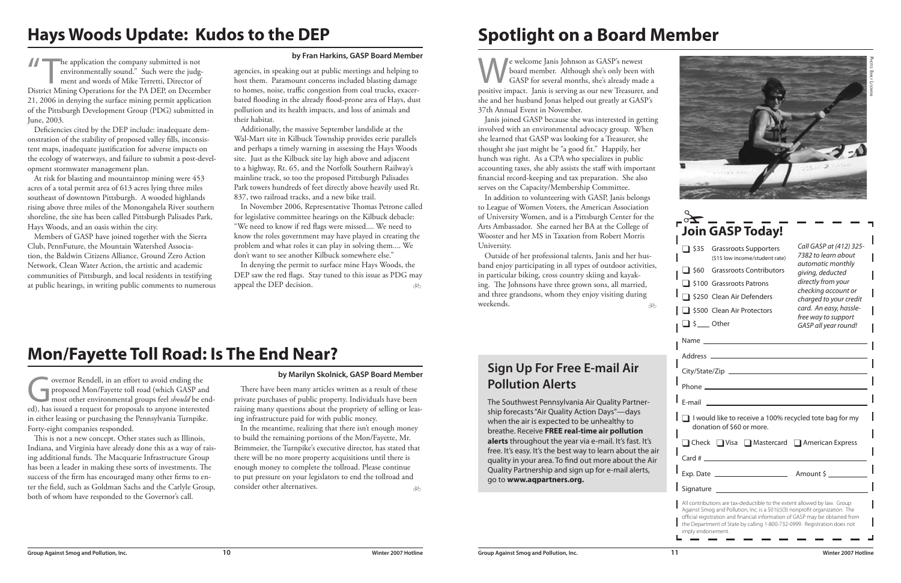# Hays Woods Update: Kudos to the DEP

**by Fran Harkins, GASP Board Member**

"The application the company submitted is not environmentally sound." Such were the judgment and words of Mike Terretti, Director of District Mining Operations for the PA DEP, on December 21, 2006 in denying the surface mining permit application of the Pittsburgh Development Group (PDG) submitted in June, 2003.

Deficiencies cited by the DEP include: inadequate demonstration of the stability of proposed valley fills, inconsistent maps, inadequate justification for adverse impacts on the ecology of waterways, and failure to submit a post-development stormwater management plan.

At risk for blasting and mountaintop mining were 453 acres of a total permit area of 613 acres lying three miles southeast of downtown Pittsburgh. A wooded highlands rising above three miles of the Monongahela River southern shoreline, the site has been called Pittsburgh Palisades Park, Hays Woods, and an oasis within the city.

Members of GASP have joined together with the Sierra Club, PennFuture, the Mountain Watershed Association, the Baldwin Citizens Alliance, Ground Zero Action Network, Clean Water Action, the artistic and academic communities of Pittsburgh, and local residents in testifying at public hearings, in writing public comments to numerous agencies, in speaking out at public meetings and helping to host them. Paramount concerns included blasting damage to homes, noise, traffic congestion from coal trucks, exacerbated flooding in the already flood-prone area of Hays, dust pollution and its health impacts, and loss of animals and their habitat.

Additionally, the massive September landslide at the Wal-Mart site in Kilbuck Township provides eerie parallels and perhaps a timely warning in assessing the Hays Woods site. Just as the Kilbuck site lay high above and adjacent to a highway, Rt. 65, and the Norfolk Southern Railway's mainline track, so too the proposed Pittsburgh Palisades Park towers hundreds of feet directly above heavily used Rt. 837, two railroad tracks, and a new bike trail.

In November 2006, Representative Thomas Petrone called for legislative committee hearings on the Kilbuck debacle: "We need to know if red flags were missed.... We need to know the roles government may have played in creating the problem and what roles it can play in solving them.... We don't want to see another Kilbuck somewhere else."

In denying the permit to surface mine Hays Woods, the DEP saw the red flags. Stay tuned to this issue as PDG may appeal the DEP decision.

# Mon/Fayette Toll Road: Is The End Near?

**by Marilyn Skolnick, GASP Board Member**

Governor Rendell, in an effort to avoid ending the proposed Mon/Fayette toll road (which GASP and most other environmental groups feel *should* be ended), has issued a request for proposals to anyone interested in either leasing or purchasing the Pennsylvania Turnpike. Forty-eight companies responded.

This is not a new concept. Other states such as Illinois, Indiana, and Virginia have already done this as a way of raising additional funds. The Macquarie Infrastructure Group has been a leader in making these sorts of investments. The success of the firm has encouraged many other firms to enter the field, such as Goldman Sachs and the Carlyle Group, both of whom have responded to the Governor's call.

There have been many articles written as a result of these private purchases of public property. Individuals have been raising many questions about the propriety of selling or leasing infrastructure paid for with public money.

In the meantime, realizing that there isn't enough money to build the remaining portions of the Mon/Fayette, Mr. Brimmeier, the Turnpike's executive director, has stated that there will be no more property acquisitions until there is enough money to complete the tollroad. Please continue to put pressure on your legislators to end the tollroad and consider other alternatives.

# Spotlight on a Board Member

We welcome Janis Johnson as GASP's newest board member. Although she's only been with GASP for several months, she's already made a positive impact. Janis is serving as our new Treasurer, and she and her husband Jonas helped out greatly at GASP's 37th Annual Event in November.

Janis joined GASP because she was interested in getting involved with an environmental advocacy group. When she learned that GASP was looking for a Treasurer, she thought she just might be "a good fit." Happily, her hunch was right. As a CPA who specializes in public accounting taxes, she ably assists the staff with important financial record-keeping and tax preparation. She also serves on the Capacity/Membership Committee.

In addition to volunteering with GASP, Janis belongs to League of Women Voters, the American Association of University Women, and is a Pittsburgh Center for the Arts Ambassador. She earned her BA at the College of Wooster and her MS in Taxation from Robert Morris University.

Outside of her professional talents, Janis and her husband enjoy participating in all types of outdoor activities, in particular biking, cross country skiing and kayaking. The Johnsons have three grown sons, all married, and three grandsons, whom they enjoy visiting during weekends.

Photo: Emily Lisowski

## Sign Up For Free E-mail Air Pollution Alerts

The Southwest Pennsylvania Air Quality Partnership forecasts "Air Quality Action Days"—days when the air is expected to be unhealthy to breathe. Receive **FREE real-time air pollution alerts** throughout the year via e-mail. It's fast. It's free. It's easy. It's the best way to learn about the air quality in your area. To find out more about the Air Quality Partnership and sign up for e-mail alerts, go to **www.aqpartners.org.**

## Join GASP Today!

- ❑ $35 Grassroots Supporters ($15 low income/student rate)
- ❑ $60 Grassroots Contributors
- ❑ $100 Grassroots Patrons
- ❑ $250 Clean Air Defenders
- ❑ $500 Clean Air Protectors
- ❑ $___ Other

*Call GASP at (412) 325-7382 to learn about automatic monthly giving, deducted directly from your checking account or charged to your credit card. An easy, hassle-free way to support GASP all year round!*

Name ______________________

Address ______________________

City/State/Zip ______________________

Phone ______________________

E-mail ______________________

❑ I would like to receive a 100% recycled tote bag for my donation of $60 or more.

❑ Check ❑ Visa ❑ Mastercard ❑ American Express

Card # ______________________

Exp. Date ____________ Amount $ ________

Signature ______________________

All contributions are tax-deductible to the extent allowed by law. Group Against Smog and Pollution, Inc. is a 501(c)(3) nonprofit organization. The official registration and financial information of GASP may be obtained from the Department of State by calling 1-800-732-0999. Registration does not imply endorsement.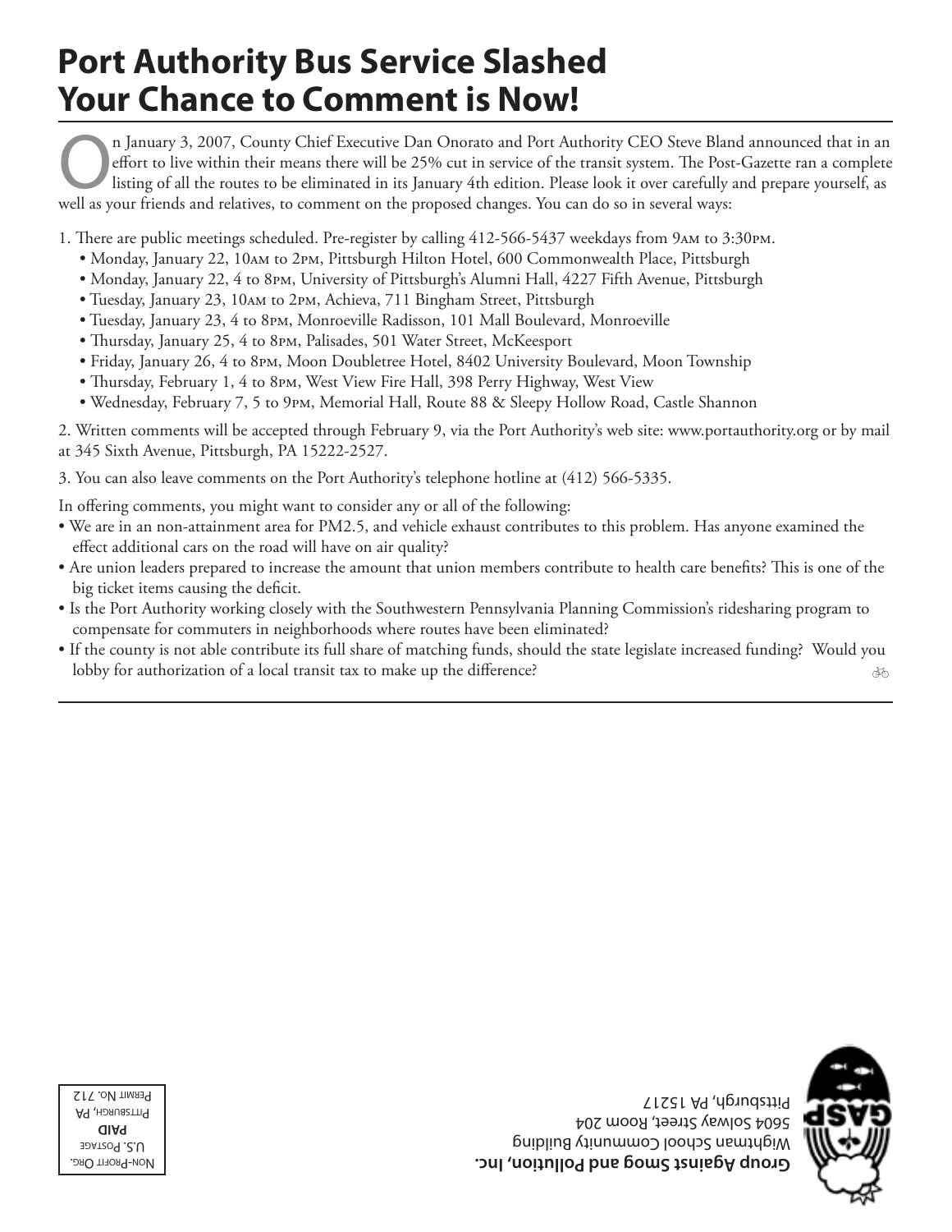# Port Authority Bus Service Slashed Your Chance to Comment is Now!

On January 3, 2007, County Chief Executive Dan Onorato and Port Authority CEO Steve Bland announced that in an effort to live within their means there will be 25% cut in service of the transit system. The Post-Gazette ran a complete listing of all the routes to be eliminated in its January 4th edition. Please look it over carefully and prepare yourself, as well as your friends and relatives, to comment on the proposed changes. You can do so in several ways:

1. There are public meetings scheduled. Pre-register by calling 412-566-5437 weekdays from 9AM to 3:30PM.
   - Monday, January 22, 10AM to 2PM, Pittsburgh Hilton Hotel, 600 Commonwealth Place, Pittsburgh
   - Monday, January 22, 4 to 8PM, University of Pittsburgh's Alumni Hall, 4227 Fifth Avenue, Pittsburgh
   - Tuesday, January 23, 10AM to 2PM, Achieva, 711 Bingham Street, Pittsburgh
   - Tuesday, January 23, 4 to 8PM, Monroeville Radisson, 101 Mall Boulevard, Monroeville
   - Thursday, January 25, 4 to 8PM, Palisades, 501 Water Street, McKeesport
   - Friday, January 26, 4 to 8PM, Moon Doubletree Hotel, 8402 University Boulevard, Moon Township
   - Thursday, February 1, 4 to 8PM, West View Fire Hall, 398 Perry Highway, West View
   - Wednesday, February 7, 5 to 9PM, Memorial Hall, Route 88 & Sleepy Hollow Road, Castle Shannon

2. Written comments will be accepted through February 9, via the Port Authority's web site: www.portauthority.org or by mail at 345 Sixth Avenue, Pittsburgh, PA 15222-2527.

3. You can also leave comments on the Port Authority's telephone hotline at (412) 566-5335.

In offering comments, you might want to consider any or all of the following:

- We are in an non-attainment area for PM2.5, and vehicle exhaust contributes to this problem. Has anyone examined the effect additional cars on the road will have on air quality?
- Are union leaders prepared to increase the amount that union members contribute to health care benefits? This is one of the big ticket items causing the deficit.
- Is the Port Authority working closely with the Southwestern Pennsylvania Planning Commission's ridesharing program to compensate for commuters in neighborhoods where routes have been eliminated?
- If the county is not able contribute its full share of matching funds, should the state legislate increased funding? Would you lobby for authorization of a local transit tax to make up the difference?

**Group Against Smog and Pollution, Inc.**
Wightman School Community Building
5604 Solway Street, Room 204
Pittsburgh, PA 15217

NON-PROFIT ORG.
U.S. POSTAGE
**PAID**
PITTSBURGH, PA
PERMIT NO. 712